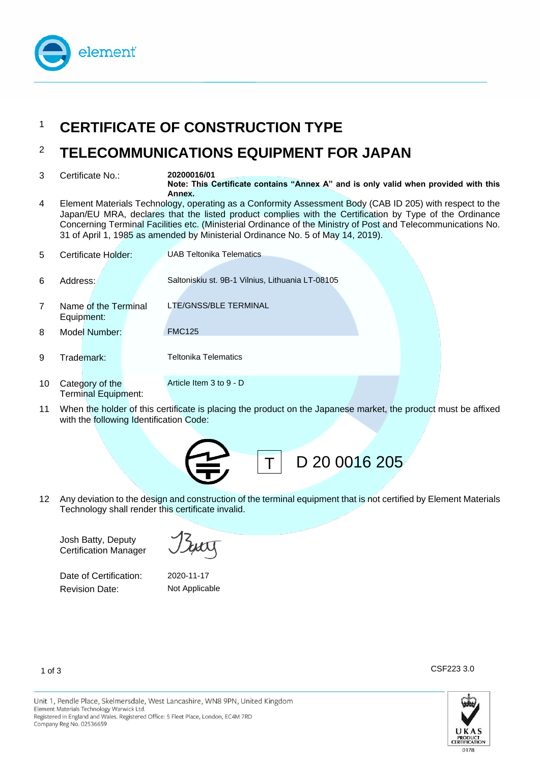element

# 1 CERTIFICATE OF CONSTRUCTION TYPE

# 2 TELECOMMUNICATIONS EQUIPMENT FOR JAPAN

3 Certificate No.: **20200016/01**
**Note: This Certificate contains "Annex A" and is only valid when provided with this Annex.**

4 Element Materials Technology, operating as a Conformity Assessment Body (CAB ID 205) with respect to the Japan/EU MRA, declares that the listed product complies with the Certification by Type of the Ordinance Concerning Terminal Facilities etc. (Ministerial Ordinance of the Ministry of Post and Telecommunications No. 31 of April 1, 1985 as amended by Ministerial Ordinance No. 5 of May 14, 2019).

5 Certificate Holder: UAB Teltonika Telematics

6 Address: Saltoniskiu st. 9B-1 Vilnius, Lithuania LT-08105

7 Name of the Terminal Equipment: LTE/GNSS/BLE TERMINAL

8 Model Number: FMC125

9 Trademark: Teltonika Telematics

10 Category of the Terminal Equipment: Article Item 3 to 9 - D

11 When the holder of this certificate is placing the product on the Japanese market, the product must be affixed with the following Identification Code:

T D 20 0016 205

12 Any deviation to the design and construction of the terminal equipment that is not certified by Element Materials Technology shall render this certificate invalid.

Josh Batty, Deputy Certification Manager

Date of Certification: 2020-11-17
Revision Date: Not Applicable

CSF223 3.0

Unit 1, Pendle Place, Skelmersdale, West Lancashire, WN8 9PN, United Kingdom
Element Materials Technology Warwick Ltd.
Registered in England and Wales. Registered Office: 5 Fleet Place, London, EC4M 7RD
Company Reg No. 02536659

UKAS PRODUCT CERTIFICATION 0178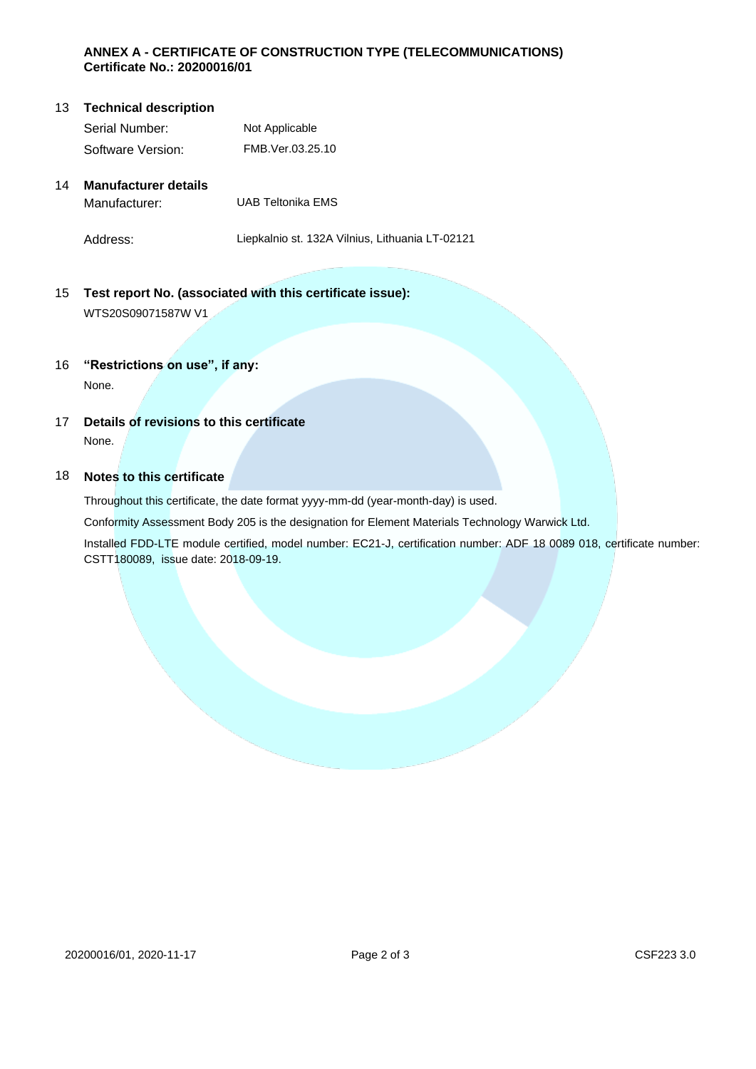**ANNEX A - CERTIFICATE OF CONSTRUCTION TYPE (TELECOMMUNICATIONS)**
**Certificate No.: 20200016/01**

13 **Technical description**

| | |
|---|---|
| Serial Number: | Not Applicable |
| Software Version: | FMB.Ver.03.25.10 |

14 **Manufacturer details**

| | |
|---|---|
| Manufacturer: | UAB Teltonika EMS |
| Address: | Liepkalnio st. 132A Vilnius, Lithuania LT-02121 |

15 **Test report No. (associated with this certificate issue):**

WTS20S09071587W V1

16 **"Restrictions on use", if any:**

None.

17 **Details of revisions to this certificate**

None.

18 **Notes to this certificate**

Throughout this certificate, the date format yyyy-mm-dd (year-month-day) is used.

Conformity Assessment Body 205 is the designation for Element Materials Technology Warwick Ltd.

Installed FDD-LTE module certified, model number: EC21-J, certification number: ADF 18 0089 018, certificate number: CSTT180089, issue date: 2018-09-19.

20200016/01, 2020-11-17 CSF223 3.0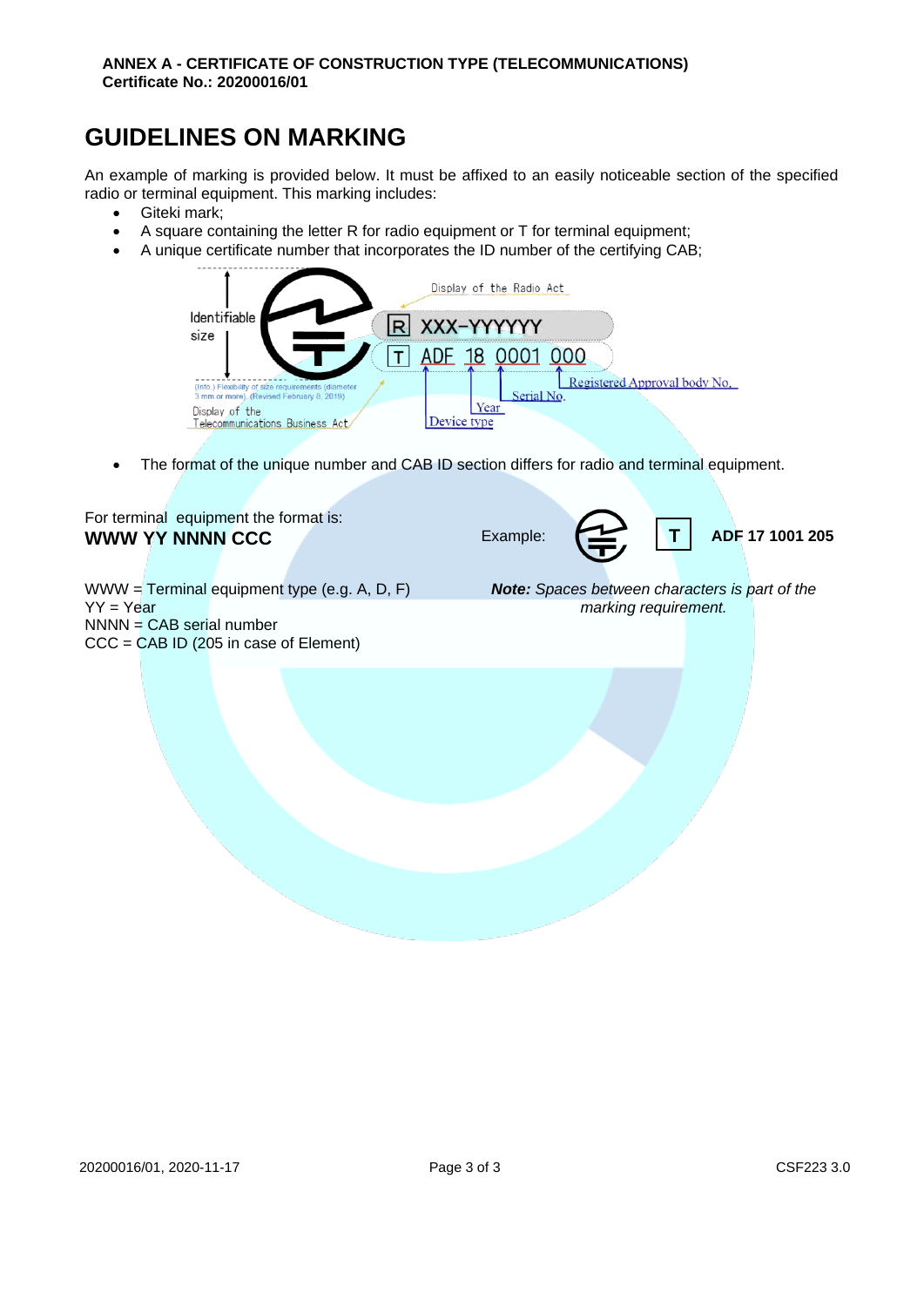**ANNEX A - CERTIFICATE OF CONSTRUCTION TYPE (TELECOMMUNICATIONS)**
**Certificate No.: 20200016/01**

# GUIDELINES ON MARKING

An example of marking is provided below. It must be affixed to an easily noticeable section of the specified radio or terminal equipment. This marking includes:

- Giteki mark;
- A square containing the letter R for radio equipment or T for terminal equipment;
- A unique certificate number that incorporates the ID number of the certifying CAB;

Identifiable size

Display of the Radio Act

R XXX-YYYYYY

T ADF 18 0001 000

Registered Approval body No.

Serial No.

Year

Device type

(Info.) Flexibility of size requirements (diameter 3 mm or more). (Revised February 8, 2019)

Display of the Telecommunications Business Act

- The format of the unique number and CAB ID section differs for radio and terminal equipment.

For terminal equipment the format is:
**WWW YY NNNN CCC**

Example: **T** **ADF 17 1001 205**

WWW = Terminal equipment type (e.g. A, D, F)
YY = Year
NNNN = CAB serial number
CCC = CAB ID (205 in case of Element)

***Note:*** *Spaces between characters is part of the marking requirement.*